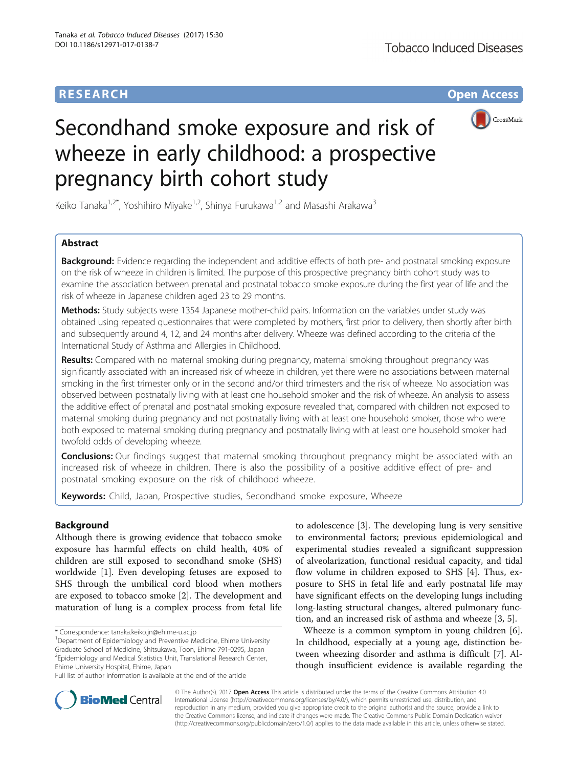RESEARCH Open Access

# Secondhand smoke exposure and risk of wheeze in early childhood: a prospective pregnancy birth cohort study

Keiko Tanaka[1,2*], Yoshihiro Miyake[1,2], Shinya Furukawa[1,2] and Masashi Arakawa[3]

## Abstract

**Background:** Evidence regarding the independent and additive effects of both pre- and postnatal smoking exposure on the risk of wheeze in children is limited. The purpose of this prospective pregnancy birth cohort study was to examine the association between prenatal and postnatal tobacco smoke exposure during the first year of life and the risk of wheeze in Japanese children aged 23 to 29 months.

**Methods:** Study subjects were 1354 Japanese mother-child pairs. Information on the variables under study was obtained using repeated questionnaires that were completed by mothers, first prior to delivery, then shortly after birth and subsequently around 4, 12, and 24 months after delivery. Wheeze was defined according to the criteria of the International Study of Asthma and Allergies in Childhood.

**Results:** Compared with no maternal smoking during pregnancy, maternal smoking throughout pregnancy was significantly associated with an increased risk of wheeze in children, yet there were no associations between maternal smoking in the first trimester only or in the second and/or third trimesters and the risk of wheeze. No association was observed between postnatally living with at least one household smoker and the risk of wheeze. An analysis to assess the additive effect of prenatal and postnatal smoking exposure revealed that, compared with children not exposed to maternal smoking during pregnancy and not postnatally living with at least one household smoker, those who were both exposed to maternal smoking during pregnancy and postnatally living with at least one household smoker had twofold odds of developing wheeze.

**Conclusions:** Our findings suggest that maternal smoking throughout pregnancy might be associated with an increased risk of wheeze in children. There is also the possibility of a positive additive effect of pre- and postnatal smoking exposure on the risk of childhood wheeze.

**Keywords:** Child, Japan, Prospective studies, Secondhand smoke exposure, Wheeze

## Background

Although there is growing evidence that tobacco smoke exposure has harmful effects on child health, 40% of children are still exposed to secondhand smoke (SHS) worldwide [1]. Even developing fetuses are exposed to SHS through the umbilical cord blood when mothers are exposed to tobacco smoke [2]. The development and maturation of lung is a complex process from fetal life to adolescence [3]. The developing lung is very sensitive to environmental factors; previous epidemiological and experimental studies revealed a significant suppression of alveolarization, functional residual capacity, and tidal flow volume in children exposed to SHS [4]. Thus, exposure to SHS in fetal life and early postnatal life may have significant effects on the developing lungs including long-lasting structural changes, altered pulmonary function, and an increased risk of asthma and wheeze [3, 5].

Wheeze is a common symptom in young children [6]. In childhood, especially at a young age, distinction between wheezing disorder and asthma is difficult [7]. Although insufficient evidence is available regarding the

\* Correspondence: tanaka.keiko.jn@ehime-u.ac.jp
[1]Department of Epidemiology and Preventive Medicine, Ehime University Graduate School of Medicine, Shitsukawa, Toon, Ehime 791-0295, Japan
[2]Epidemiology and Medical Statistics Unit, Translational Research Center, Ehime University Hospital, Ehime, Japan
Full list of author information is available at the end of the article

© The Author(s). 2017 **Open Access** This article is distributed under the terms of the Creative Commons Attribution 4.0 International License (http://creativecommons.org/licenses/by/4.0/), which permits unrestricted use, distribution, and reproduction in any medium, provided you give appropriate credit to the original author(s) and the source, provide a link to the Creative Commons license, and indicate if changes were made. The Creative Commons Public Domain Dedication waiver (http://creativecommons.org/publicdomain/zero/1.0/) applies to the data made available in this article, unless otherwise stated.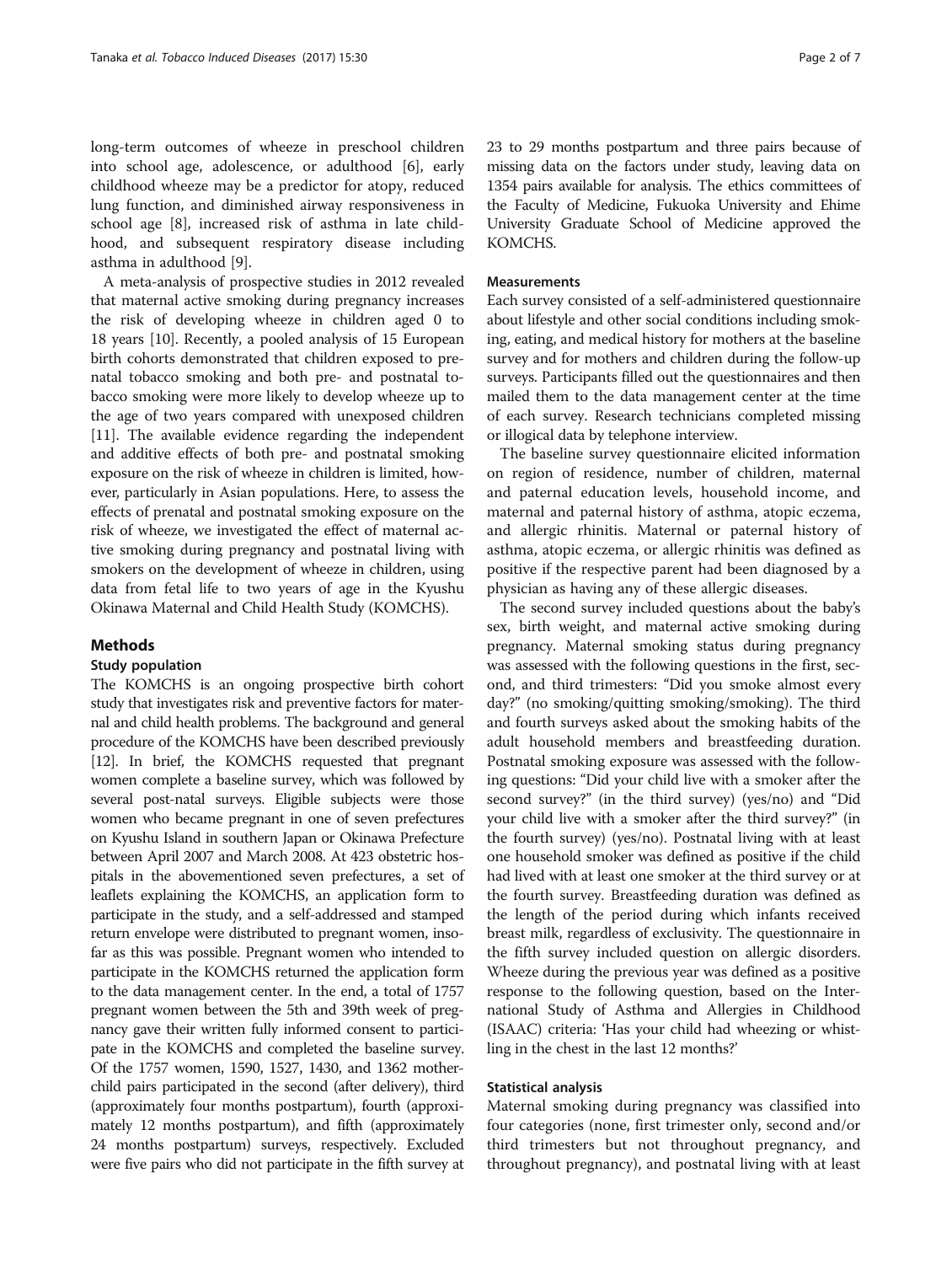long-term outcomes of wheeze in preschool children into school age, adolescence, or adulthood [6], early childhood wheeze may be a predictor for atopy, reduced lung function, and diminished airway responsiveness in school age [8], increased risk of asthma in late childhood, and subsequent respiratory disease including asthma in adulthood [9].

A meta-analysis of prospective studies in 2012 revealed that maternal active smoking during pregnancy increases the risk of developing wheeze in children aged 0 to 18 years [10]. Recently, a pooled analysis of 15 European birth cohorts demonstrated that children exposed to prenatal tobacco smoking and both pre- and postnatal tobacco smoking were more likely to develop wheeze up to the age of two years compared with unexposed children [11]. The available evidence regarding the independent and additive effects of both pre- and postnatal smoking exposure on the risk of wheeze in children is limited, however, particularly in Asian populations. Here, to assess the effects of prenatal and postnatal smoking exposure on the risk of wheeze, we investigated the effect of maternal active smoking during pregnancy and postnatal living with smokers on the development of wheeze in children, using data from fetal life to two years of age in the Kyushu Okinawa Maternal and Child Health Study (KOMCHS).

## Methods

### Study population

The KOMCHS is an ongoing prospective birth cohort study that investigates risk and preventive factors for maternal and child health problems. The background and general procedure of the KOMCHS have been described previously [12]. In brief, the KOMCHS requested that pregnant women complete a baseline survey, which was followed by several post-natal surveys. Eligible subjects were those women who became pregnant in one of seven prefectures on Kyushu Island in southern Japan or Okinawa Prefecture between April 2007 and March 2008. At 423 obstetric hospitals in the abovementioned seven prefectures, a set of leaflets explaining the KOMCHS, an application form to participate in the study, and a self-addressed and stamped return envelope were distributed to pregnant women, insofar as this was possible. Pregnant women who intended to participate in the KOMCHS returned the application form to the data management center. In the end, a total of 1757 pregnant women between the 5th and 39th week of pregnancy gave their written fully informed consent to participate in the KOMCHS and completed the baseline survey. Of the 1757 women, 1590, 1527, 1430, and 1362 mother-child pairs participated in the second (after delivery), third (approximately four months postpartum), fourth (approximately 12 months postpartum), and fifth (approximately 24 months postpartum) surveys, respectively. Excluded were five pairs who did not participate in the fifth survey at 23 to 29 months postpartum and three pairs because of missing data on the factors under study, leaving data on 1354 pairs available for analysis. The ethics committees of the Faculty of Medicine, Fukuoka University and Ehime University Graduate School of Medicine approved the KOMCHS.

### Measurements

Each survey consisted of a self-administered questionnaire about lifestyle and other social conditions including smoking, eating, and medical history for mothers at the baseline survey and for mothers and children during the follow-up surveys. Participants filled out the questionnaires and then mailed them to the data management center at the time of each survey. Research technicians completed missing or illogical data by telephone interview.

The baseline survey questionnaire elicited information on region of residence, number of children, maternal and paternal education levels, household income, and maternal and paternal history of asthma, atopic eczema, and allergic rhinitis. Maternal or paternal history of asthma, atopic eczema, or allergic rhinitis was defined as positive if the respective parent had been diagnosed by a physician as having any of these allergic diseases.

The second survey included questions about the baby's sex, birth weight, and maternal active smoking during pregnancy. Maternal smoking status during pregnancy was assessed with the following questions in the first, second, and third trimesters: "Did you smoke almost every day?" (no smoking/quitting smoking/smoking). The third and fourth surveys asked about the smoking habits of the adult household members and breastfeeding duration. Postnatal smoking exposure was assessed with the following questions: "Did your child live with a smoker after the second survey?" (in the third survey) (yes/no) and "Did your child live with a smoker after the third survey?" (in the fourth survey) (yes/no). Postnatal living with at least one household smoker was defined as positive if the child had lived with at least one smoker at the third survey or at the fourth survey. Breastfeeding duration was defined as the length of the period during which infants received breast milk, regardless of exclusivity. The questionnaire in the fifth survey included question on allergic disorders. Wheeze during the previous year was defined as a positive response to the following question, based on the International Study of Asthma and Allergies in Childhood (ISAAC) criteria: 'Has your child had wheezing or whistling in the chest in the last 12 months?'

### Statistical analysis

Maternal smoking during pregnancy was classified into four categories (none, first trimester only, second and/or third trimesters but not throughout pregnancy, and throughout pregnancy), and postnatal living with at least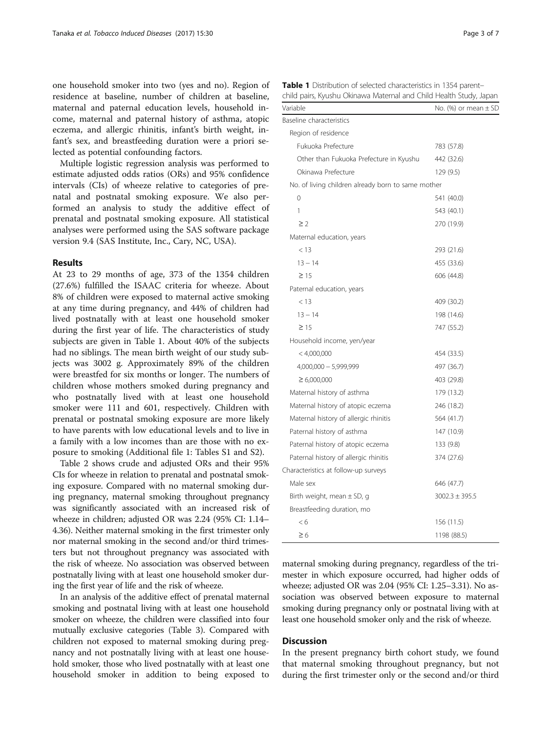one household smoker into two (yes and no). Region of residence at baseline, number of children at baseline, maternal and paternal education levels, household income, maternal and paternal history of asthma, atopic eczema, and allergic rhinitis, infant's birth weight, infant's sex, and breastfeeding duration were a priori selected as potential confounding factors.

Multiple logistic regression analysis was performed to estimate adjusted odds ratios (ORs) and 95% confidence intervals (CIs) of wheeze relative to categories of prenatal and postnatal smoking exposure. We also performed an analysis to study the additive effect of prenatal and postnatal smoking exposure. All statistical analyses were performed using the SAS software package version 9.4 (SAS Institute, Inc., Cary, NC, USA).

## Results

At 23 to 29 months of age, 373 of the 1354 children (27.6%) fulfilled the ISAAC criteria for wheeze. About 8% of children were exposed to maternal active smoking at any time during pregnancy, and 44% of children had lived postnatally with at least one household smoker during the first year of life. The characteristics of study subjects are given in Table 1. About 40% of the subjects had no siblings. The mean birth weight of our study subjects was 3002 g. Approximately 89% of the children were breastfed for six months or longer. The numbers of children whose mothers smoked during pregnancy and who postnatally lived with at least one household smoker were 111 and 601, respectively. Children with prenatal or postnatal smoking exposure are more likely to have parents with low educational levels and to live in a family with a low incomes than are those with no exposure to smoking (Additional file 1: Tables S1 and S2).

Table 2 shows crude and adjusted ORs and their 95% CIs for wheeze in relation to prenatal and postnatal smoking exposure. Compared with no maternal smoking during pregnancy, maternal smoking throughout pregnancy was significantly associated with an increased risk of wheeze in children; adjusted OR was 2.24 (95% CI: 1.14–4.36). Neither maternal smoking in the first trimester only nor maternal smoking in the second and/or third trimesters but not throughout pregnancy was associated with the risk of wheeze. No association was observed between postnatally living with at least one household smoker during the first year of life and the risk of wheeze.

In an analysis of the additive effect of prenatal maternal smoking and postnatal living with at least one household smoker on wheeze, the children were classified into four mutually exclusive categories (Table 3). Compared with children not exposed to maternal smoking during pregnancy and not postnatally living with at least one household smoker, those who lived postnatally with at least one household smoker in addition to being exposed to maternal smoking during pregnancy, regardless of the trimester in which exposure occurred, had higher odds of wheeze; adjusted OR was 2.04 (95% CI: 1.25–3.31). No association was observed between exposure to maternal smoking during pregnancy only or postnatal living with at least one household smoker only and the risk of wheeze.

**Table 1** Distribution of selected characteristics in 1354 parent–child pairs, Kyushu Okinawa Maternal and Child Health Study, Japan

| Variable | No. (%) or mean ± SD |
|---|---|
| Baseline characteristics | |
| Region of residence | |
| Fukuoka Prefecture | 783 (57.8) |
| Other than Fukuoka Prefecture in Kyushu | 442 (32.6) |
| Okinawa Prefecture | 129 (9.5) |
| No. of living children already born to same mother | |
| 0 | 541 (40.0) |
| 1 | 543 (40.1) |
| ≥ 2 | 270 (19.9) |
| Maternal education, years | |
| < 13 | 293 (21.6) |
| 13 – 14 | 455 (33.6) |
| ≥ 15 | 606 (44.8) |
| Paternal education, years | |
| < 13 | 409 (30.2) |
| 13 – 14 | 198 (14.6) |
| ≥ 15 | 747 (55.2) |
| Household income, yen/year | |
| < 4,000,000 | 454 (33.5) |
| 4,000,000 – 5,999,999 | 497 (36.7) |
| ≥ 6,000,000 | 403 (29.8) |
| Maternal history of asthma | 179 (13.2) |
| Maternal history of atopic eczema | 246 (18.2) |
| Maternal history of allergic rhinitis | 564 (41.7) |
| Paternal history of asthma | 147 (10.9) |
| Paternal history of atopic eczema | 133 (9.8) |
| Paternal history of allergic rhinitis | 374 (27.6) |
| Characteristics at follow-up surveys | |
| Male sex | 646 (47.7) |
| Birth weight, mean ± SD, g | 3002.3 ± 395.5 |
| Breastfeeding duration, mo | |
| < 6 | 156 (11.5) |
| ≥ 6 | 1198 (88.5) |

## Discussion

In the present pregnancy birth cohort study, we found that maternal smoking throughout pregnancy, but not during the first trimester only or the second and/or third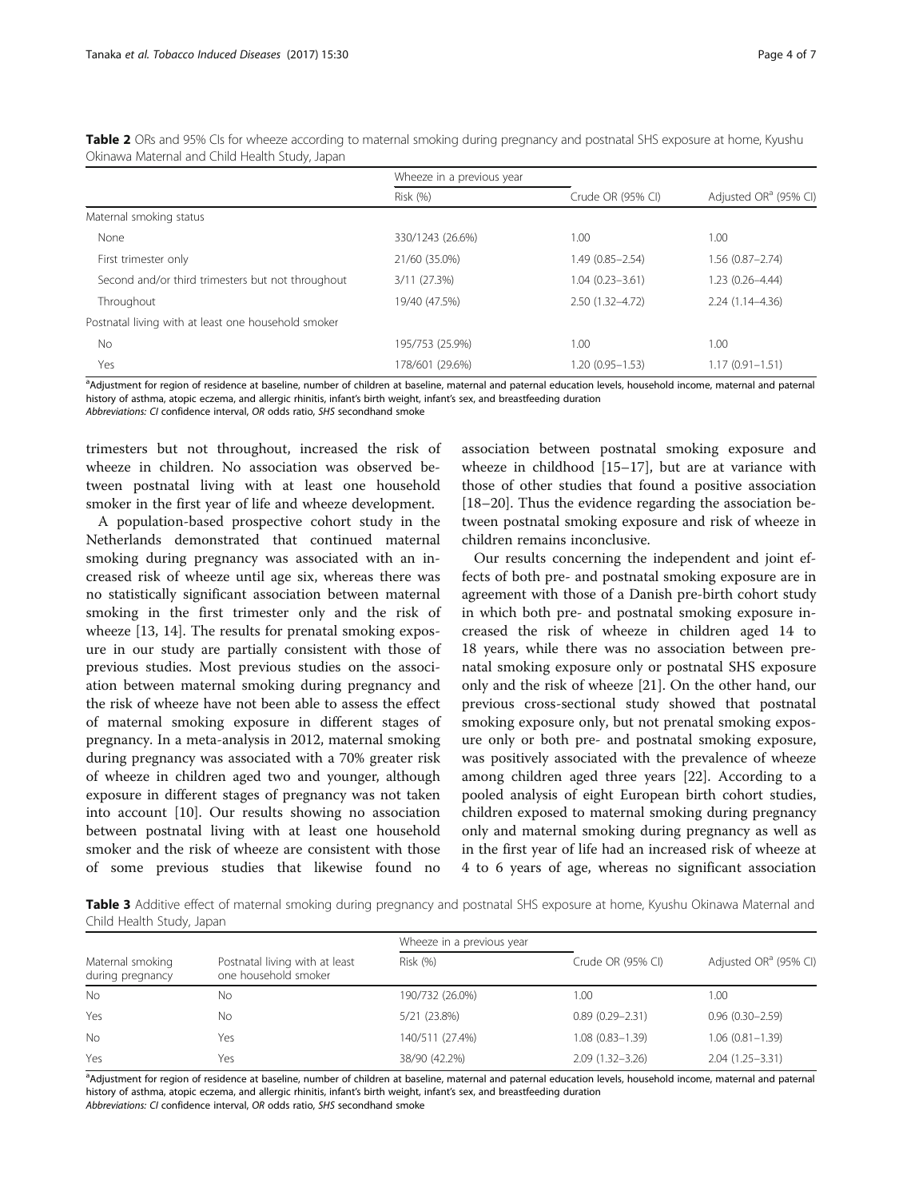**Table 2** ORs and 95% CIs for wheeze according to maternal smoking during pregnancy and postnatal SHS exposure at home, Kyushu Okinawa Maternal and Child Health Study, Japan

| | Wheeze in a previous year | | |
|---|---|---|---|
| | Risk (%) | Crude OR (95% CI) | Adjusted OR[a] (95% CI) |
| Maternal smoking status | | | |
| None | 330/1243 (26.6%) | 1.00 | 1.00 |
| First trimester only | 21/60 (35.0%) | 1.49 (0.85–2.54) | 1.56 (0.87–2.74) |
| Second and/or third trimesters but not throughout | 3/11 (27.3%) | 1.04 (0.23–3.61) | 1.23 (0.26–4.44) |
| Throughout | 19/40 (47.5%) | 2.50 (1.32–4.72) | 2.24 (1.14–4.36) |
| Postnatal living with at least one household smoker | | | |
| No | 195/753 (25.9%) | 1.00 | 1.00 |
| Yes | 178/601 (29.6%) | 1.20 (0.95–1.53) | 1.17 (0.91–1.51) |

[a]Adjustment for region of residence at baseline, number of children at baseline, maternal and paternal education levels, household income, maternal and paternal history of asthma, atopic eczema, and allergic rhinitis, infant's birth weight, infant's sex, and breastfeeding duration

*Abbreviations: CI* confidence interval, *OR* odds ratio, *SHS* secondhand smoke

trimesters but not throughout, increased the risk of wheeze in children. No association was observed between postnatal living with at least one household smoker in the first year of life and wheeze development.

A population-based prospective cohort study in the Netherlands demonstrated that continued maternal smoking during pregnancy was associated with an increased risk of wheeze until age six, whereas there was no statistically significant association between maternal smoking in the first trimester only and the risk of wheeze [13, 14]. The results for prenatal smoking exposure in our study are partially consistent with those of previous studies. Most previous studies on the association between maternal smoking during pregnancy and the risk of wheeze have not been able to assess the effect of maternal smoking exposure in different stages of pregnancy. In a meta-analysis in 2012, maternal smoking during pregnancy was associated with a 70% greater risk of wheeze in children aged two and younger, although exposure in different stages of pregnancy was not taken into account [10]. Our results showing no association between postnatal living with at least one household smoker and the risk of wheeze are consistent with those of some previous studies that likewise found no association between postnatal smoking exposure and wheeze in childhood [15–17], but are at variance with those of other studies that found a positive association [18–20]. Thus the evidence regarding the association between postnatal smoking exposure and risk of wheeze in children remains inconclusive.

Our results concerning the independent and joint effects of both pre- and postnatal smoking exposure are in agreement with those of a Danish pre-birth cohort study in which both pre- and postnatal smoking exposure increased the risk of wheeze in children aged 14 to 18 years, while there was no association between prenatal smoking exposure only or postnatal SHS exposure only and the risk of wheeze [21]. On the other hand, our previous cross-sectional study showed that postnatal smoking exposure only, but not prenatal smoking exposure only or both pre- and postnatal smoking exposure, was positively associated with the prevalence of wheeze among children aged three years [22]. According to a pooled analysis of eight European birth cohort studies, children exposed to maternal smoking during pregnancy only and maternal smoking during pregnancy as well as in the first year of life had an increased risk of wheeze at 4 to 6 years of age, whereas no significant association

**Table 3** Additive effect of maternal smoking during pregnancy and postnatal SHS exposure at home, Kyushu Okinawa Maternal and Child Health Study, Japan

| | | Wheeze in a previous year | | |
|---|---|---|---|---|
| Maternal smoking during pregnancy | Postnatal living with at least one household smoker | Risk (%) | Crude OR (95% CI) | Adjusted OR[a] (95% CI) |
| No | No | 190/732 (26.0%) | 1.00 | 1.00 |
| Yes | No | 5/21 (23.8%) | 0.89 (0.29–2.31) | 0.96 (0.30–2.59) |
| No | Yes | 140/511 (27.4%) | 1.08 (0.83–1.39) | 1.06 (0.81–1.39) |
| Yes | Yes | 38/90 (42.2%) | 2.09 (1.32–3.26) | 2.04 (1.25–3.31) |

[a]Adjustment for region of residence at baseline, number of children at baseline, maternal and paternal education levels, household income, maternal and paternal history of asthma, atopic eczema, and allergic rhinitis, infant's birth weight, infant's sex, and breastfeeding duration

*Abbreviations: CI* confidence interval, *OR* odds ratio, *SHS* secondhand smoke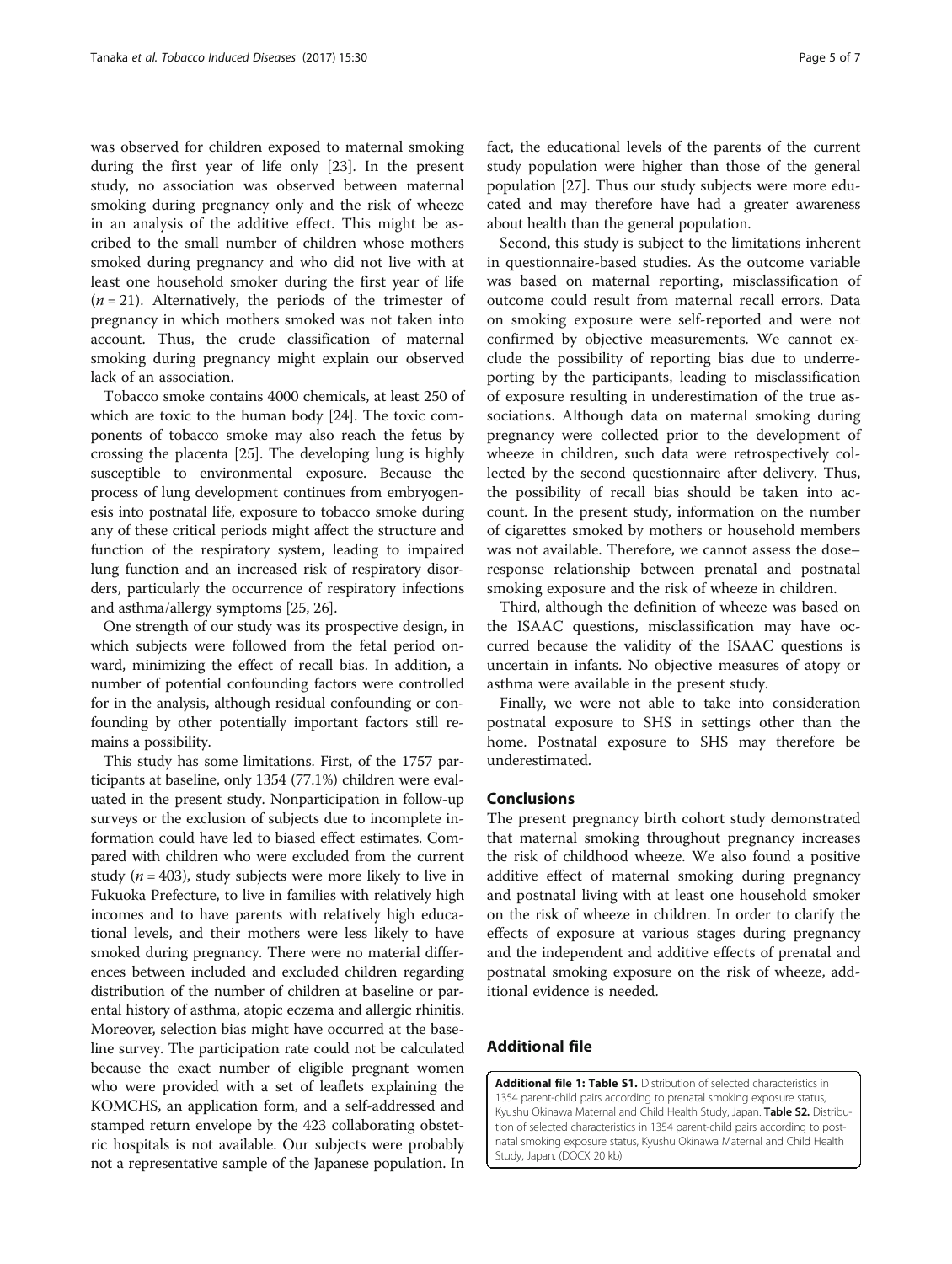was observed for children exposed to maternal smoking during the first year of life only [23]. In the present study, no association was observed between maternal smoking during pregnancy only and the risk of wheeze in an analysis of the additive effect. This might be ascribed to the small number of children whose mothers smoked during pregnancy and who did not live with at least one household smoker during the first year of life ($n = 21$). Alternatively, the periods of the trimester of pregnancy in which mothers smoked was not taken into account. Thus, the crude classification of maternal smoking during pregnancy might explain our observed lack of an association.

Tobacco smoke contains 4000 chemicals, at least 250 of which are toxic to the human body [24]. The toxic components of tobacco smoke may also reach the fetus by crossing the placenta [25]. The developing lung is highly susceptible to environmental exposure. Because the process of lung development continues from embryogenesis into postnatal life, exposure to tobacco smoke during any of these critical periods might affect the structure and function of the respiratory system, leading to impaired lung function and an increased risk of respiratory disorders, particularly the occurrence of respiratory infections and asthma/allergy symptoms [25, 26].

One strength of our study was its prospective design, in which subjects were followed from the fetal period onward, minimizing the effect of recall bias. In addition, a number of potential confounding factors were controlled for in the analysis, although residual confounding or confounding by other potentially important factors still remains a possibility.

This study has some limitations. First, of the 1757 participants at baseline, only 1354 (77.1%) children were evaluated in the present study. Nonparticipation in follow-up surveys or the exclusion of subjects due to incomplete information could have led to biased effect estimates. Compared with children who were excluded from the current study ($n = 403$), study subjects were more likely to live in Fukuoka Prefecture, to live in families with relatively high incomes and to have parents with relatively high educational levels, and their mothers were less likely to have smoked during pregnancy. There were no material differences between included and excluded children regarding distribution of the number of children at baseline or parental history of asthma, atopic eczema and allergic rhinitis. Moreover, selection bias might have occurred at the baseline survey. The participation rate could not be calculated because the exact number of eligible pregnant women who were provided with a set of leaflets explaining the KOMCHS, an application form, and a self-addressed and stamped return envelope by the 423 collaborating obstetric hospitals is not available. Our subjects were probably not a representative sample of the Japanese population. In fact, the educational levels of the parents of the current study population were higher than those of the general population [27]. Thus our study subjects were more educated and may therefore have had a greater awareness about health than the general population.

Second, this study is subject to the limitations inherent in questionnaire-based studies. As the outcome variable was based on maternal reporting, misclassification of outcome could result from maternal recall errors. Data on smoking exposure were self-reported and were not confirmed by objective measurements. We cannot exclude the possibility of reporting bias due to underreporting by the participants, leading to misclassification of exposure resulting in underestimation of the true associations. Although data on maternal smoking during pregnancy were collected prior to the development of wheeze in children, such data were retrospectively collected by the second questionnaire after delivery. Thus, the possibility of recall bias should be taken into account. In the present study, information on the number of cigarettes smoked by mothers or household members was not available. Therefore, we cannot assess the dose–response relationship between prenatal and postnatal smoking exposure and the risk of wheeze in children.

Third, although the definition of wheeze was based on the ISAAC questions, misclassification may have occurred because the validity of the ISAAC questions is uncertain in infants. No objective measures of atopy or asthma were available in the present study.

Finally, we were not able to take into consideration postnatal exposure to SHS in settings other than the home. Postnatal exposure to SHS may therefore be underestimated.

## Conclusions

The present pregnancy birth cohort study demonstrated that maternal smoking throughout pregnancy increases the risk of childhood wheeze. We also found a positive additive effect of maternal smoking during pregnancy and postnatal living with at least one household smoker on the risk of wheeze in children. In order to clarify the effects of exposure at various stages during pregnancy and the independent and additive effects of prenatal and postnatal smoking exposure on the risk of wheeze, additional evidence is needed.

## Additional file

**Additional file 1: Table S1.** Distribution of selected characteristics in 1354 parent-child pairs according to prenatal smoking exposure status, Kyushu Okinawa Maternal and Child Health Study, Japan. **Table S2.** Distribution of selected characteristics in 1354 parent-child pairs according to postnatal smoking exposure status, Kyushu Okinawa Maternal and Child Health Study, Japan. (DOCX 20 kb)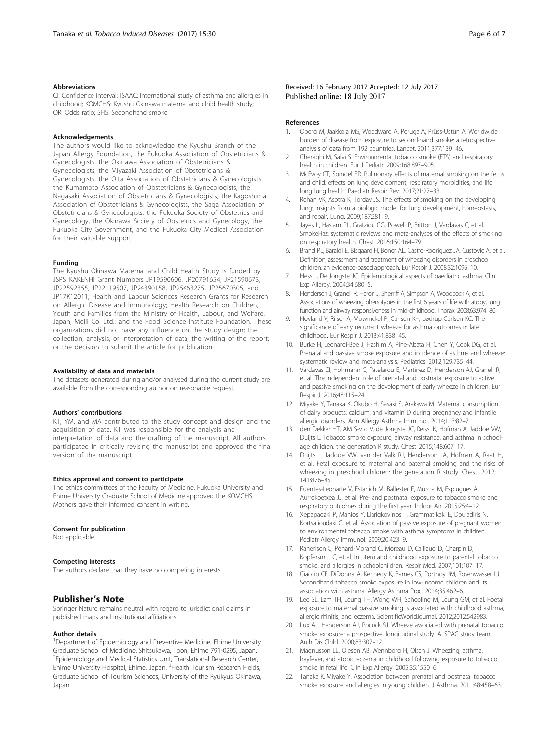### Abbreviations

CI: Confidence interval; ISAAC: International study of asthma and allergies in childhood; KOMCHS: Kyushu Okinawa maternal and child health study; OR: Odds ratio; SHS: Secondhand smoke

### Acknowledgements

The authors would like to acknowledge the Kyushu Branch of the Japan Allergy Foundation, the Fukuoka Association of Obstetricians & Gynecologists, the Okinawa Association of Obstetricians & Gynecologists, the Miyazaki Association of Obstetricians & Gynecologists, the Oita Association of Obstetricians & Gynecologists, the Kumamoto Association of Obstetricians & Gynecologists, the Nagasaki Association of Obstetricians & Gynecologists, the Kagoshima Association of Obstetricians & Gynecologists, the Saga Association of Obstetricians & Gynecologists, the Fukuoka Society of Obstetrics and Gynecology, the Okinawa Society of Obstetrics and Gynecology, the Fukuoka City Government, and the Fukuoka City Medical Association for their valuable support.

### Funding

The Kyushu Okinawa Maternal and Child Health Study is funded by JSPS KAKENHI Grant Numbers JP19590606, JP20791654, JP21590673, JP22592355, JP22119507, JP24390158, JP25463275, JP25670305, and JP17K12011; Health and Labour Sciences Research Grants for Research on Allergic Disease and Immunology; Health Research on Children, Youth and Families from the Ministry of Health, Labour, and Welfare, Japan; Meiji Co. Ltd.; and the Food Science Institute Foundation. These organizations did not have any influence on the study design; the collection, analysis, or interpretation of data; the writing of the report; or the decision to submit the article for publication.

### Availability of data and materials

The datasets generated during and/or analysed during the current study are available from the corresponding author on reasonable request.

### Authors' contributions

KT, YM, and MA contributed to the study concept and design and the acquisition of data. KT was responsible for the analysis and interpretation of data and the drafting of the manuscript. All authors participated in critically revising the manuscript and approved the final version of the manuscript.

### Ethics approval and consent to participate

The ethics committees of the Faculty of Medicine, Fukuoka University and Ehime University Graduate School of Medicine approved the KOMCHS. Mothers gave their informed consent in writing.

### Consent for publication

Not applicable.

### Competing interests

The authors declare that they have no competing interests.

## Publisher's Note

Springer Nature remains neutral with regard to jurisdictional claims in published maps and institutional affiliations.

### Author details

[1]Department of Epidemiology and Preventive Medicine, Ehime University Graduate School of Medicine, Shitsukawa, Toon, Ehime 791-0295, Japan. [2]Epidemiology and Medical Statistics Unit, Translational Research Center, Ehime University Hospital, Ehime, Japan. [3]Health Tourism Research Fields, Graduate School of Tourism Sciences, University of the Ryukyus, Okinawa, Japan.

Received: 16 February 2017 Accepted: 12 July 2017
Published online: 18 July 2017

### References

1. Oberg M, Jaakkola MS, Woodward A, Peruga A, Prüss-Ustün A. Worldwide burden of disease from exposure to second-hand smoke: a retrospective analysis of data from 192 countries. Lancet. 2011;377:139–46.
2. Cheraghi M, Salvi S. Environmental tobacco smoke (ETS) and respiratory health in children. Eur J Pediatr. 2009;168:897–905.
3. McEvoy CT, Spindel ER. Pulmonary effects of maternal smoking on the fetus and child: effects on lung development, respiratory morbidities, and life long lung health. Paediatr Respir Rev. 2017;21:27–33.
4. Rehan VK, Asotra K, Torday JS. The effects of smoking on the developing lung: insights from a biologic model for lung development, homeostasis, and repair. Lung. 2009;187:281–9.
5. Jayes L, Haslam PL, Gratziou CG, Powell P, Britton J, Vardavas C, et al. SmokeHaz: systematic reviews and meta-analyses of the effects of smoking on respiratory health. Chest. 2016;150:164–79.
6. Brand PL, Baraldi E, Bisgaard H, Boner AL, Castro-Rodriguez JA, Custovic A, et al. Definition, assessment and treatment of wheezing disorders in preschool children: an evidence-based approach. Eur Respir J. 2008;32:1096–10.
7. Hess J, De Jongste JC. Epidemiological aspects of paediatric asthma. Clin Exp Allergy. 2004;34:680–5.
8. Henderson J, Granell R, Heron J, Sherriff A, Simpson A, Woodcock A, et al. Associations of wheezing phenotypes in the first 6 years of life with atopy, lung function and airway responsiveness in mid-childhood. Thorax. 2008;63:974–80.
9. Hovland V, Riiser A, Mowinckel P, Carlsen KH, Lødrup Carlsen KC. The significance of early recurrent wheeze for asthma outcomes in late childhood. Eur Respir J. 2013;41:838–45.
10. Burke H, Leonardi-Bee J, Hashim A, Pine-Abata H, Chen Y, Cook DG, et al. Prenatal and passive smoke exposure and incidence of asthma and wheeze: systematic review and meta-analysis. Pediatrics. 2012;129:735–44.
11. Vardavas CI, Hohmann C, Patelarou E, Martinez D, Henderson AJ, Granell R, et al. The independent role of prenatal and postnatal exposure to active and passive smoking on the development of early wheeze in children. Eur Respir J. 2016;48:115–24.
12. Miyake Y, Tanaka K, Okubo H, Sasaki S, Arakawa M. Maternal consumption of dairy products, calcium, and vitamin D during pregnancy and infantile allergic disorders. Ann Allergy Asthma Immunol. 2014;113:82–7.
13. den Dekker HT, AM S-v d V, de Jongste JC, Reiss IK, Hofman A, Jaddoe VW, Duijts L. Tobacco smoke exposure, airway resistance, and asthma in school-age children: the generation R study. Chest. 2015;148:607–17.
14. Duijts L, Jaddoe VW, van der Valk RJ, Henderson JA, Hofman A, Raat H, et al. Fetal exposure to maternal and paternal smoking and the risks of wheezing in preschool children: the generation R study. Chest. 2012; 141:876–85.
15. Fuentes-Leonarte V, Estarlich M, Ballester F, Murcia M, Esplugues A, Aurrekoetxea JJ, et al. Pre- and postnatal exposure to tobacco smoke and respiratory outcomes during the first year. Indoor Air. 2015;25:4–12.
16. Xepapadaki P, Manios Y, Liarigkovinos T, Grammatikaki E, Douladiris N, Kortsalioudaki C, et al. Association of passive exposure of pregnant women to environmental tobacco smoke with asthma symptoms in children. Pediatr Allergy Immunol. 2009;20:423–9.
17. Raherison C, Pénard-Morand C, Moreau D, Caillaud D, Charpin D, Kopfersmitt C, et al. In utero and childhood exposure to parental tobacco smoke, and allergies in schoolchildren. Respir Med. 2007;101:107–17.
18. Ciaccio CE, DiDonna A, Kennedy K, Barnes CS, Portnoy JM, Rosenwasser LJ. Secondhand tobacco smoke exposure in low-income children and its association with asthma. Allergy Asthma Proc. 2014;35:462–6.
19. Lee SL, Lam TH, Leung TH, Wong WH, Schooling M, Leung GM, et al. Foetal exposure to maternal passive smoking is associated with childhood asthma, allergic rhinitis, and eczema. ScientificWorldJournal. 2012;2012:542983.
20. Lux AL, Henderson AJ, Pocock SJ. Wheeze associated with prenatal tobacco smoke exposure: a prospective, longitudinal study. ALSPAC study team. Arch Dis Child. 2000;83:307–12.
21. Magnusson LL, Olesen AB, Wennborg H, Olsen J. Wheezing, asthma, hayfever, and atopic eczema in childhood following exposure to tobacco smoke in fetal life. Clin Exp Allergy. 2005;35:1550–6.
22. Tanaka K, Miyake Y. Association between prenatal and postnatal tobacco smoke exposure and allergies in young children. J Asthma. 2011;48:458–63.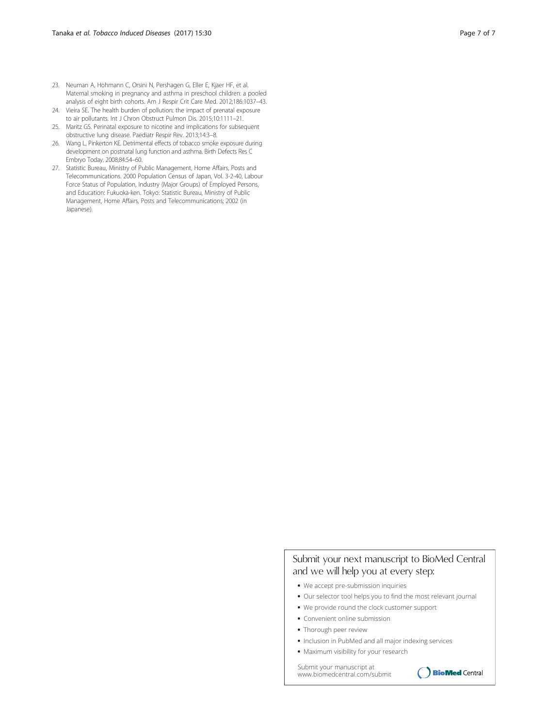23. Neuman A, Hohmann C, Orsini N, Pershagen G, Eller E, Kjaer HF, et al. Maternal smoking in pregnancy and asthma in preschool children: a pooled analysis of eight birth cohorts. Am J Respir Crit Care Med. 2012;186:1037–43.
24. Vieira SE. The health burden of pollution: the impact of prenatal exposure to air pollutants. Int J Chron Obstruct Pulmon Dis. 2015;10:1111–21.
25. Maritz GS. Perinatal exposure to nicotine and implications for subsequent obstructive lung disease. Paediatr Respir Rev. 2013;14:3–8.
26. Wang L, Pinkerton KE. Detrimental effects of tobacco smoke exposure during development on postnatal lung function and asthma. Birth Defects Res C Embryo Today. 2008;84:54–60.
27. Statistic Bureau, Ministry of Public Management, Home Affairs, Posts and Telecommunications. 2000 Population Census of Japan, Vol. 3-2-40, Labour Force Status of Population, Industry (Major Groups) of Employed Persons, and Education: Fukuoka-ken. Tokyo: Statistic Bureau, Ministry of Public Management, Home Affairs, Posts and Telecommunications; 2002 (in Japanese).

Submit your next manuscript to BioMed Central and we will help you at every step:

- We accept pre-submission inquiries
- Our selector tool helps you to find the most relevant journal
- We provide round the clock customer support
- Convenient online submission
- Thorough peer review
- Inclusion in PubMed and all major indexing services
- Maximum visibility for your research

Submit your manuscript at
www.biomedcentral.com/submit

BioMed Central